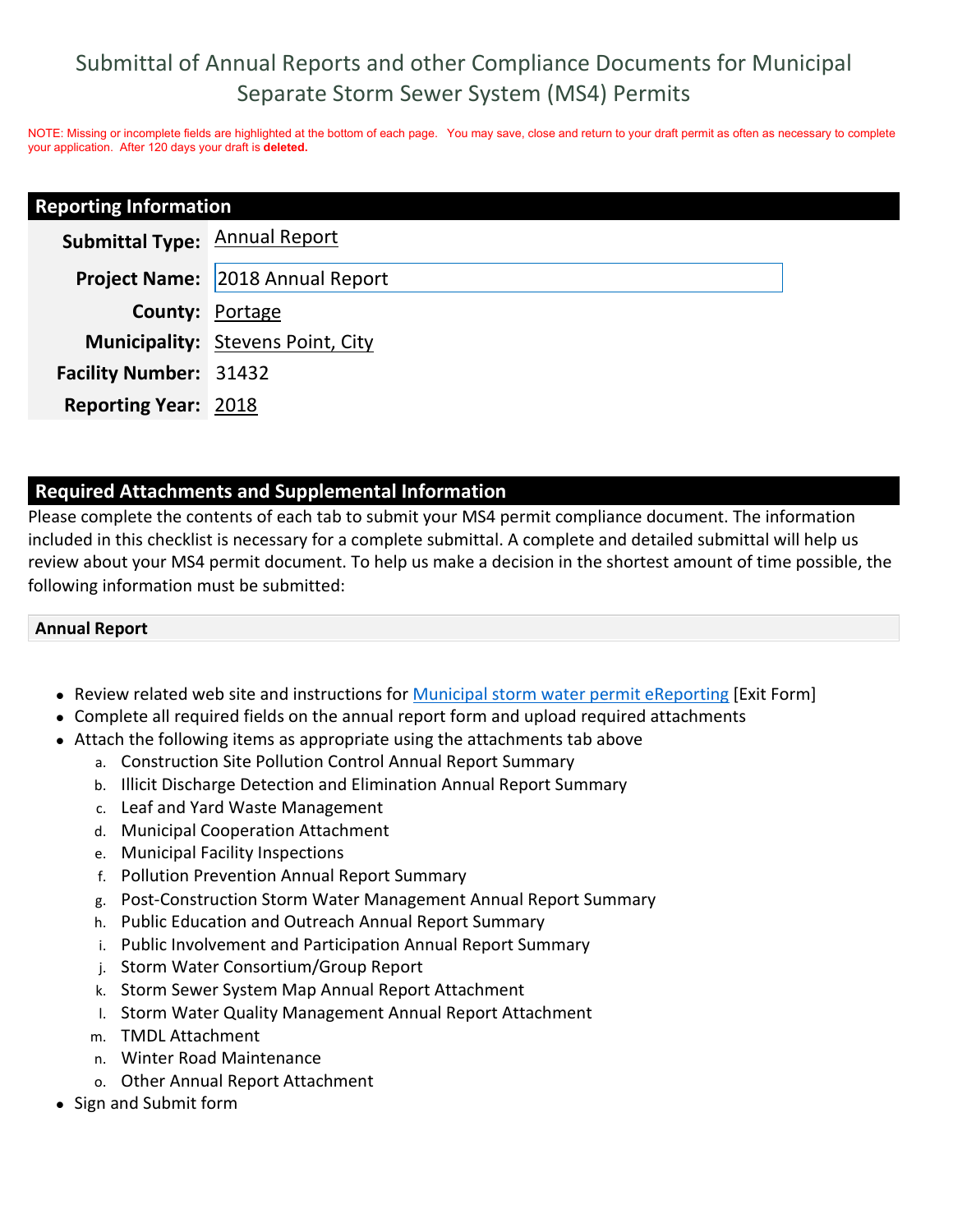# Submittal of Annual Reports and other Compliance Documents for Municipal Separate Storm Sewer System (MS4) Permits

NOTE: Missing or incomplete fields are highlighted at the bottom of each page. You may save, close and return to your draft permit as often as necessary to complete your application. After 120 days your draft is **deleted.**

## Reporting Information

| | |
|---|---|
| **Submittal Type:** | Annual Report |
| **Project Name:** | 2018 Annual Report |
| **County:** | Portage |
| **Municipality:** | Stevens Point, City |
| **Facility Number:** | 31432 |
| **Reporting Year:** | 2018 |

## Required Attachments and Supplemental Information

Please complete the contents of each tab to submit your MS4 permit compliance document. The information included in this checklist is necessary for a complete submittal. A complete and detailed submittal will help us review about your MS4 permit document. To help us make a decision in the shortest amount of time possible, the following information must be submitted:

### Annual Report

- Review related web site and instructions for Municipal storm water permit eReporting [Exit Form]
- Complete all required fields on the annual report form and upload required attachments
- Attach the following items as appropriate using the attachments tab above
    a. Construction Site Pollution Control Annual Report Summary
    b. Illicit Discharge Detection and Elimination Annual Report Summary
    c. Leaf and Yard Waste Management
    d. Municipal Cooperation Attachment
    e. Municipal Facility Inspections
    f. Pollution Prevention Annual Report Summary
    g. Post-Construction Storm Water Management Annual Report Summary
    h. Public Education and Outreach Annual Report Summary
    i. Public Involvement and Participation Annual Report Summary
    j. Storm Water Consortium/Group Report
    k. Storm Sewer System Map Annual Report Attachment
    l. Storm Water Quality Management Annual Report Attachment
    m. TMDL Attachment
    n. Winter Road Maintenance
    o. Other Annual Report Attachment
- Sign and Submit form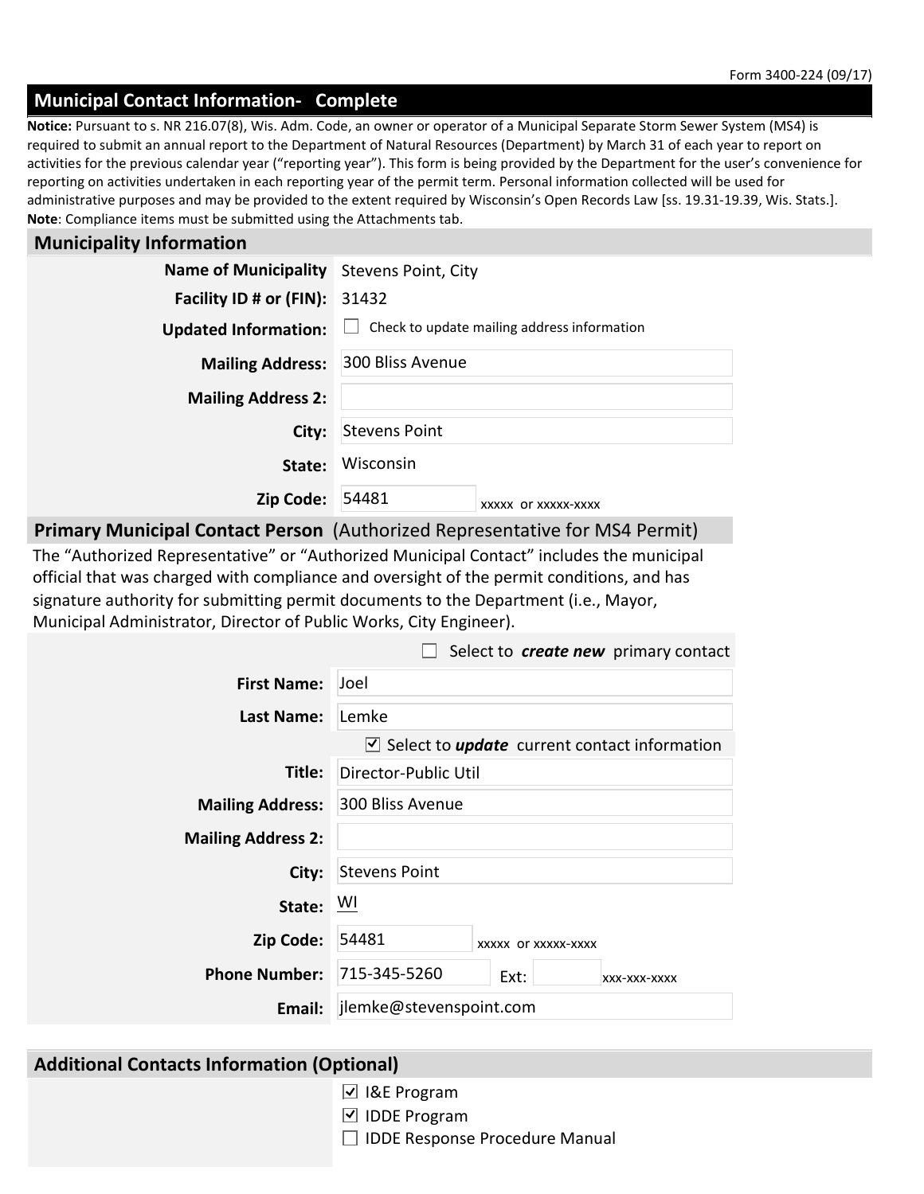Form 3400-224 (09/17)

## Municipal Contact Information- Complete

**Notice:** Pursuant to s. NR 216.07(8), Wis. Adm. Code, an owner or operator of a Municipal Separate Storm Sewer System (MS4) is required to submit an annual report to the Department of Natural Resources (Department) by March 31 of each year to report on activities for the previous calendar year ("reporting year"). This form is being provided by the Department for the user's convenience for reporting on activities undertaken in each reporting year of the permit term. Personal information collected will be used for administrative purposes and may be provided to the extent required by Wisconsin's Open Records Law [ss. 19.31-19.39, Wis. Stats.].
**Note**: Compliance items must be submitted using the Attachments tab.

### Municipality Information

**Name of Municipality** Stevens Point, City

**Facility ID # or (FIN):** 31432

**Updated Information:** ☐ Check to update mailing address information

**Mailing Address:** 300 Bliss Avenue

**Mailing Address 2:**

**City:** Stevens Point

**State:** Wisconsin

**Zip Code:** 54481 xxxxx or xxxxx-xxxx

### Primary Municipal Contact Person (Authorized Representative for MS4 Permit)

The "Authorized Representative" or "Authorized Municipal Contact" includes the municipal official that was charged with compliance and oversight of the permit conditions, and has signature authority for submitting permit documents to the Department (i.e., Mayor, Municipal Administrator, Director of Public Works, City Engineer).

☐ Select to ***create new*** primary contact

**First Name:** Joel

**Last Name:** Lemke

☑ Select to ***update*** current contact information

**Title:** Director-Public Util

**Mailing Address:** 300 Bliss Avenue

**Mailing Address 2:**

**City:** Stevens Point

**State:** WI

**Zip Code:** 54481 xxxxx or xxxxx-xxxx

**Phone Number:** 715-345-5260 Ext: xxx-xxx-xxxx

**Email:** jlemke@stevenspoint.com

### Additional Contacts Information (Optional)

☑ I&E Program
☑ IDDE Program
☐ IDDE Response Procedure Manual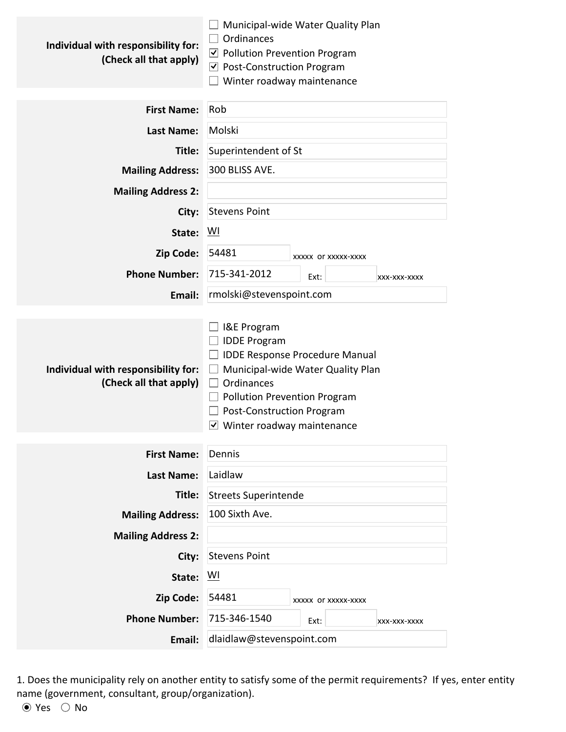**Individual with responsibility for: (Check all that apply)**

- ☐ Municipal-wide Water Quality Plan
- ☐ Ordinances
- ☑ Pollution Prevention Program
- ☑ Post-Construction Program
- ☐ Winter roadway maintenance

| | |
|---|---|
| **First Name:** | Rob |
| **Last Name:** | Molski |
| **Title:** | Superintendent of St |
| **Mailing Address:** | 300 BLISS AVE. |
| **Mailing Address 2:** | |
| **City:** | Stevens Point |
| **State:** | WI |
| **Zip Code:** | 54481 (xxxxx or xxxxx-xxxx) |
| **Phone Number:** | 715-341-2012 Ext: (xxx-xxx-xxxx) |
| **Email:** | rmolski@stevenspoint.com |

**Individual with responsibility for: (Check all that apply)**

- ☐ I&E Program
- ☐ IDDE Program
- ☐ IDDE Response Procedure Manual
- ☐ Municipal-wide Water Quality Plan
- ☐ Ordinances
- ☐ Pollution Prevention Program
- ☐ Post-Construction Program
- ☑ Winter roadway maintenance

| | |
|---|---|
| **First Name:** | Dennis |
| **Last Name:** | Laidlaw |
| **Title:** | Streets Superintende |
| **Mailing Address:** | 100 Sixth Ave. |
| **Mailing Address 2:** | |
| **City:** | Stevens Point |
| **State:** | WI |
| **Zip Code:** | 54481 (xxxxx or xxxxx-xxxx) |
| **Phone Number:** | 715-346-1540 Ext: (xxx-xxx-xxxx) |
| **Email:** | dlaidlaw@stevenspoint.com |

1. Does the municipality rely on another entity to satisfy some of the permit requirements? If yes, enter entity name (government, consultant, group/organization).

◉ Yes ○ No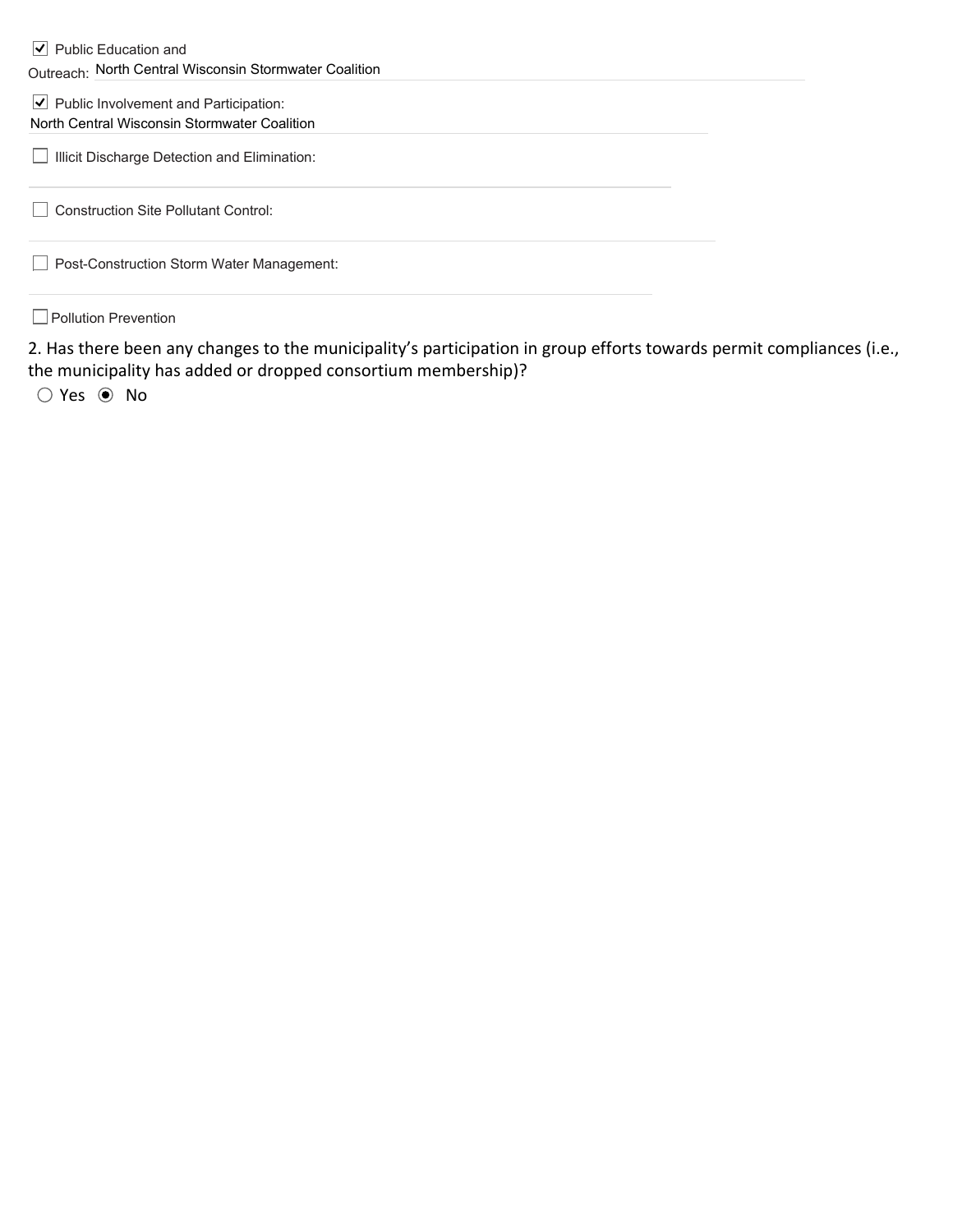- [x] Public Education and Outreach: North Central Wisconsin Stormwater Coalition
- [x] Public Involvement and Participation: North Central Wisconsin Stormwater Coalition
- [ ] Illicit Discharge Detection and Elimination:
- [ ] Construction Site Pollutant Control:
- [ ] Post-Construction Storm Water Management:
- [ ] Pollution Prevention

2. Has there been any changes to the municipality's participation in group efforts towards permit compliances (i.e., the municipality has added or dropped consortium membership)?

○ Yes ◉ No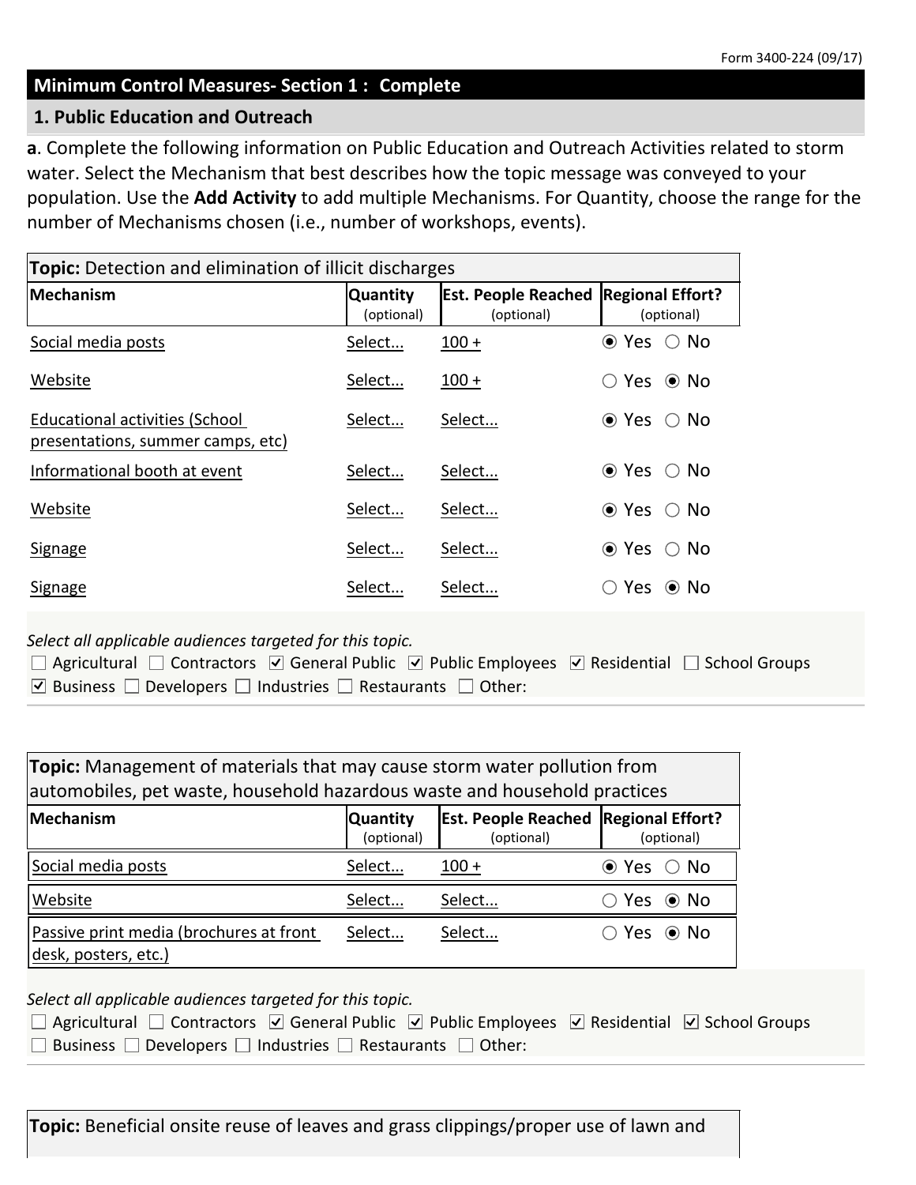## Minimum Control Measures- Section 1 : Complete

### 1. Public Education and Outreach

**a**. Complete the following information on Public Education and Outreach Activities related to storm water. Select the Mechanism that best describes how the topic message was conveyed to your population. Use the **Add Activity** to add multiple Mechanisms. For Quantity, choose the range for the number of Mechanisms chosen (i.e., number of workshops, events).

**Topic:** Detection and elimination of illicit discharges

| Mechanism | Quantity (optional) | Est. People Reached (optional) | Regional Effort? (optional) |
|---|---|---|---|
| Social media posts | Select... | 100 + | ◉ Yes ○ No |
| Website | Select... | 100 + | ○ Yes ◉ No |
| Educational activities (School presentations, summer camps, etc) | Select... | Select... | ◉ Yes ○ No |
| Informational booth at event | Select... | Select... | ◉ Yes ○ No |
| Website | Select... | Select... | ◉ Yes ○ No |
| Signage | Select... | Select... | ◉ Yes ○ No |
| Signage | Select... | Select... | ○ Yes ◉ No |

*Select all applicable audiences targeted for this topic.*

☐ Agricultural ☐ Contractors ☑ General Public ☑ Public Employees ☑ Residential ☐ School Groups
☑ Business ☐ Developers ☐ Industries ☐ Restaurants ☐ Other:

**Topic:** Management of materials that may cause storm water pollution from automobiles, pet waste, household hazardous waste and household practices

| Mechanism | Quantity (optional) | Est. People Reached (optional) | Regional Effort? (optional) |
|---|---|---|---|
| Social media posts | Select... | 100 + | ◉ Yes ○ No |
| Website | Select... | Select... | ○ Yes ◉ No |
| Passive print media (brochures at front desk, posters, etc.) | Select... | Select... | ○ Yes ◉ No |

*Select all applicable audiences targeted for this topic.*

☐ Agricultural ☐ Contractors ☑ General Public ☑ Public Employees ☑ Residential ☑ School Groups
☐ Business ☐ Developers ☐ Industries ☐ Restaurants ☐ Other:

**Topic:** Beneficial onsite reuse of leaves and grass clippings/proper use of lawn and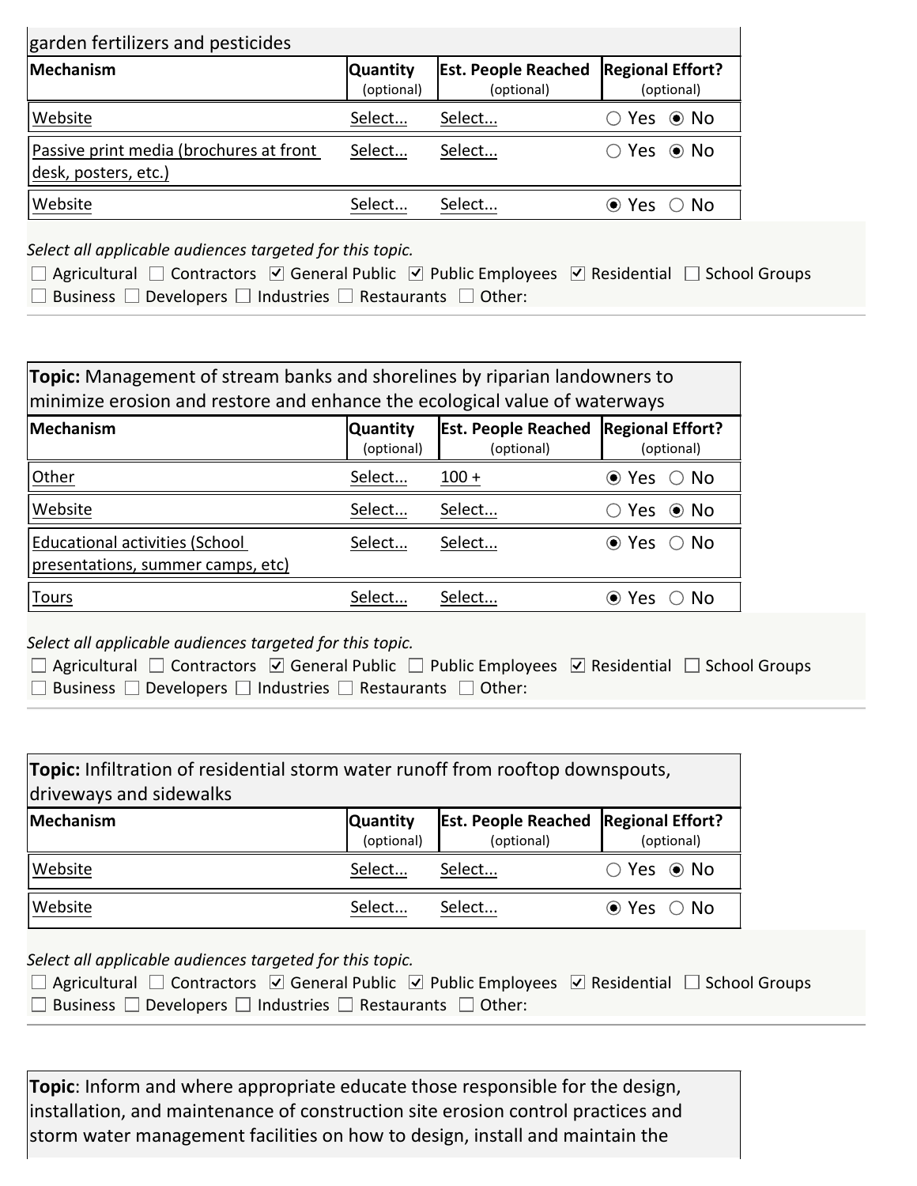garden fertilizers and pesticides

| Mechanism | Quantity (optional) | Est. People Reached (optional) | Regional Effort? (optional) |
|---|---|---|---|
| Website | Select... | Select... | ○ Yes ◉ No |
| Passive print media (brochures at front desk, posters, etc.) | Select... | Select... | ○ Yes ◉ No |
| Website | Select... | Select... | ◉ Yes ○ No |

*Select all applicable audiences targeted for this topic.*

☐ Agricultural ☐ Contractors ☑ General Public ☑ Public Employees ☑ Residential ☐ School Groups
☐ Business ☐ Developers ☐ Industries ☐ Restaurants ☐ Other:

---

**Topic:** Management of stream banks and shorelines by riparian landowners to minimize erosion and restore and enhance the ecological value of waterways

| Mechanism | Quantity (optional) | Est. People Reached (optional) | Regional Effort? (optional) |
|---|---|---|---|
| Other | Select... | 100 + | ◉ Yes ○ No |
| Website | Select... | Select... | ○ Yes ◉ No |
| Educational activities (School presentations, summer camps, etc) | Select... | Select... | ◉ Yes ○ No |
| Tours | Select... | Select... | ◉ Yes ○ No |

*Select all applicable audiences targeted for this topic.*

☐ Agricultural ☐ Contractors ☑ General Public ☐ Public Employees ☑ Residential ☐ School Groups
☐ Business ☐ Developers ☐ Industries ☐ Restaurants ☐ Other:

---

**Topic:** Infiltration of residential storm water runoff from rooftop downspouts, driveways and sidewalks

| Mechanism | Quantity (optional) | Est. People Reached (optional) | Regional Effort? (optional) |
|---|---|---|---|
| Website | Select... | Select... | ○ Yes ◉ No |
| Website | Select... | Select... | ◉ Yes ○ No |

*Select all applicable audiences targeted for this topic.*

☐ Agricultural ☐ Contractors ☑ General Public ☑ Public Employees ☑ Residential ☐ School Groups
☐ Business ☐ Developers ☐ Industries ☐ Restaurants ☐ Other:

---

**Topic**: Inform and where appropriate educate those responsible for the design, installation, and maintenance of construction site erosion control practices and storm water management facilities on how to design, install and maintain the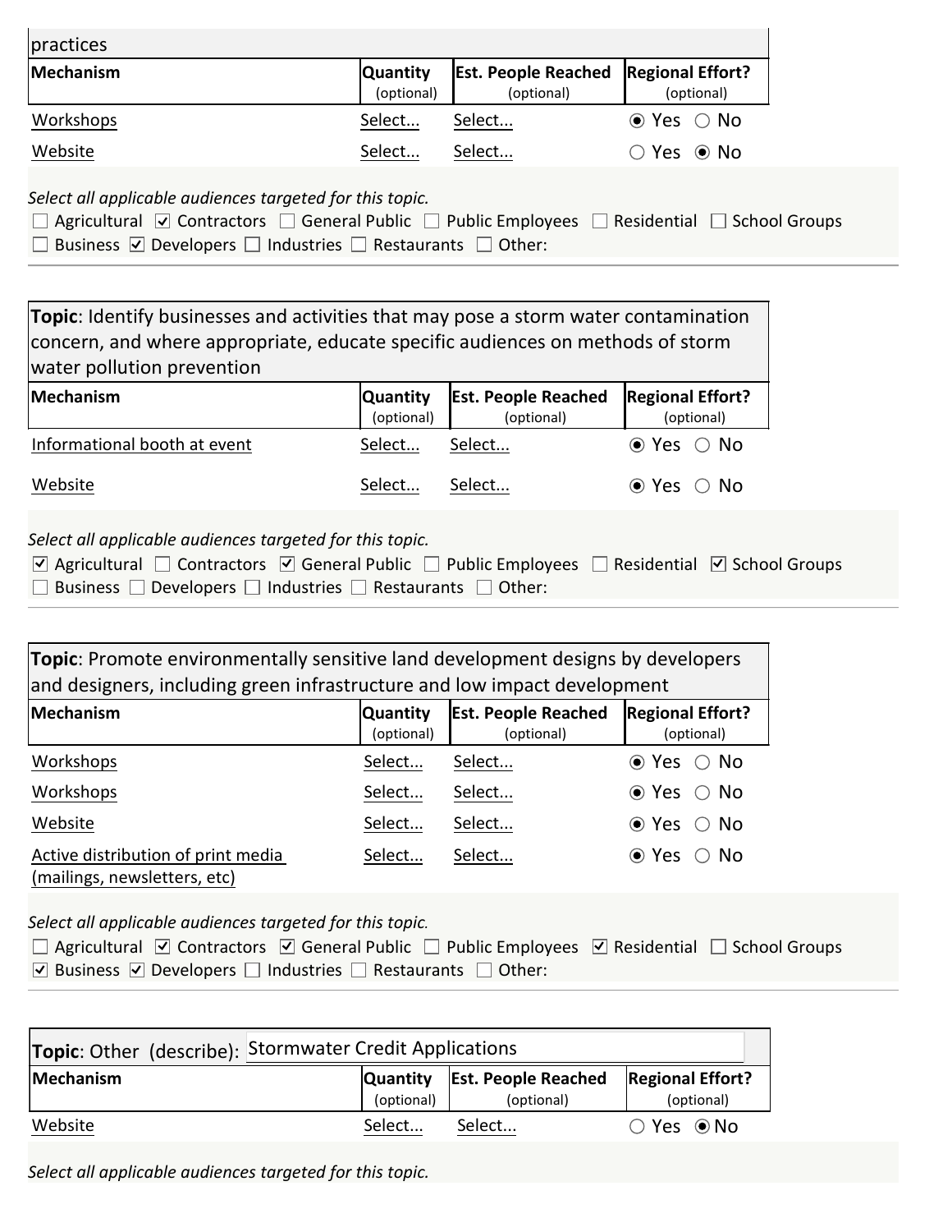practices

| Mechanism | Quantity (optional) | Est. People Reached (optional) | Regional Effort? (optional) |
|---|---|---|---|
| Workshops | Select... | Select... | ◉ Yes ○ No |
| Website | Select... | Select... | ○ Yes ◉ No |

*Select all applicable audiences targeted for this topic.*

☐ Agricultural ☑ Contractors ☐ General Public ☐ Public Employees ☐ Residential ☐ School Groups
☐ Business ☑ Developers ☐ Industries ☐ Restaurants ☐ Other:

---

**Topic**: Identify businesses and activities that may pose a storm water contamination concern, and where appropriate, educate specific audiences on methods of storm water pollution prevention

| Mechanism | Quantity (optional) | Est. People Reached (optional) | Regional Effort? (optional) |
|---|---|---|---|
| Informational booth at event | Select... | Select... | ◉ Yes ○ No |
| Website | Select... | Select... | ◉ Yes ○ No |

*Select all applicable audiences targeted for this topic.*

☑ Agricultural ☐ Contractors ☑ General Public ☐ Public Employees ☐ Residential ☑ School Groups
☐ Business ☐ Developers ☐ Industries ☐ Restaurants ☐ Other:

---

**Topic**: Promote environmentally sensitive land development designs by developers and designers, including green infrastructure and low impact development

| Mechanism | Quantity (optional) | Est. People Reached (optional) | Regional Effort? (optional) |
|---|---|---|---|
| Workshops | Select... | Select... | ◉ Yes ○ No |
| Workshops | Select... | Select... | ◉ Yes ○ No |
| Website | Select... | Select... | ◉ Yes ○ No |
| Active distribution of print media (mailings, newsletters, etc) | Select... | Select... | ◉ Yes ○ No |

*Select all applicable audiences targeted for this topic.*

☐ Agricultural ☑ Contractors ☑ General Public ☐ Public Employees ☑ Residential ☐ School Groups
☑ Business ☑ Developers ☐ Industries ☐ Restaurants ☐ Other:

---

**Topic**: Other (describe): Stormwater Credit Applications

| Mechanism | Quantity (optional) | Est. People Reached (optional) | Regional Effort? (optional) |
|---|---|---|---|
| Website | Select... | Select... | ○ Yes ◉ No |

*Select all applicable audiences targeted for this topic.*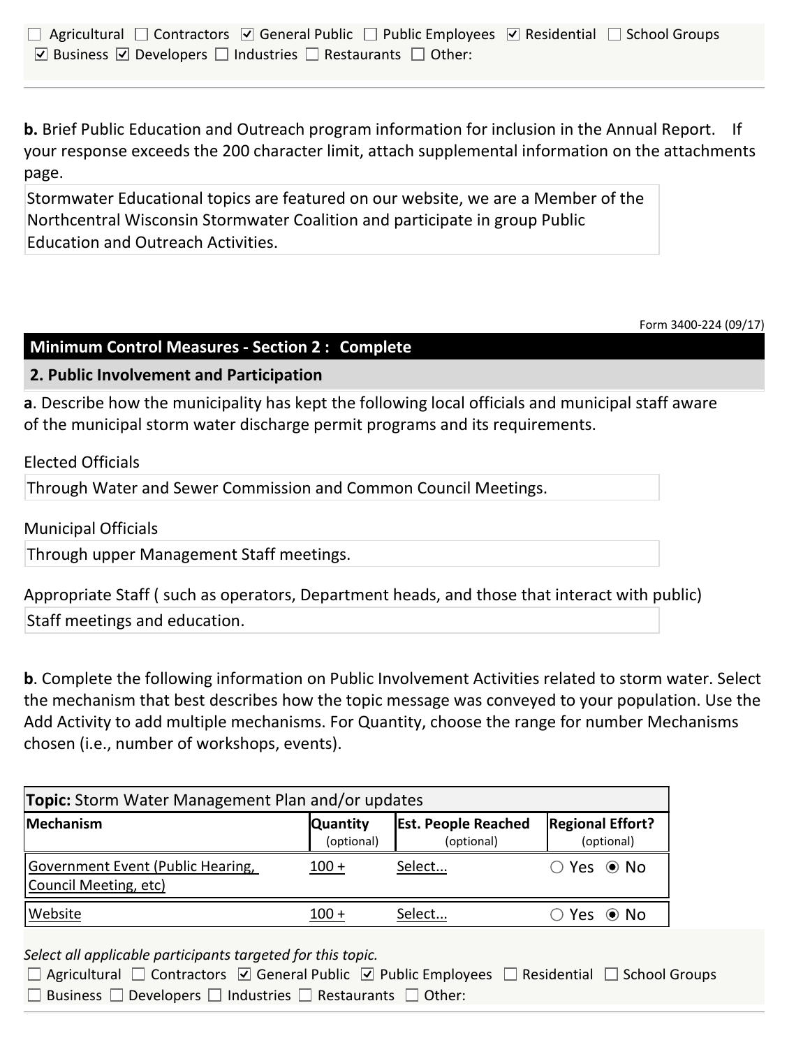☐ Agricultural ☐ Contractors ☑ General Public ☐ Public Employees ☑ Residential ☐ School Groups
☑ Business ☑ Developers ☐ Industries ☐ Restaurants ☐ Other:

**b.** Brief Public Education and Outreach program information for inclusion in the Annual Report. If your response exceeds the 200 character limit, attach supplemental information on the attachments page.

Stormwater Educational topics are featured on our website, we are a Member of the Northcentral Wisconsin Stormwater Coalition and participate in group Public Education and Outreach Activities.

Form 3400-224 (09/17)

## Minimum Control Measures - Section 2 : Complete

### 2. Public Involvement and Participation

**a**. Describe how the municipality has kept the following local officials and municipal staff aware of the municipal storm water discharge permit programs and its requirements.

Elected Officials

Through Water and Sewer Commission and Common Council Meetings.

Municipal Officials

Through upper Management Staff meetings.

Appropriate Staff ( such as operators, Department heads, and those that interact with public)

Staff meetings and education.

**b**. Complete the following information on Public Involvement Activities related to storm water. Select the mechanism that best describes how the topic message was conveyed to your population. Use the Add Activity to add multiple mechanisms. For Quantity, choose the range for number Mechanisms chosen (i.e., number of workshops, events).

**Topic:** Storm Water Management Plan and/or updates

| Mechanism | Quantity (optional) | Est. People Reached (optional) | Regional Effort? (optional) |
|---|---|---|---|
| Government Event (Public Hearing, Council Meeting, etc) | 100 + | Select... | ○ Yes ◉ No |
| Website | 100 + | Select... | ○ Yes ◉ No |

*Select all applicable participants targeted for this topic.*

☐ Agricultural ☐ Contractors ☑ General Public ☑ Public Employees ☐ Residential ☐ School Groups
☐ Business ☐ Developers ☐ Industries ☐ Restaurants ☐ Other: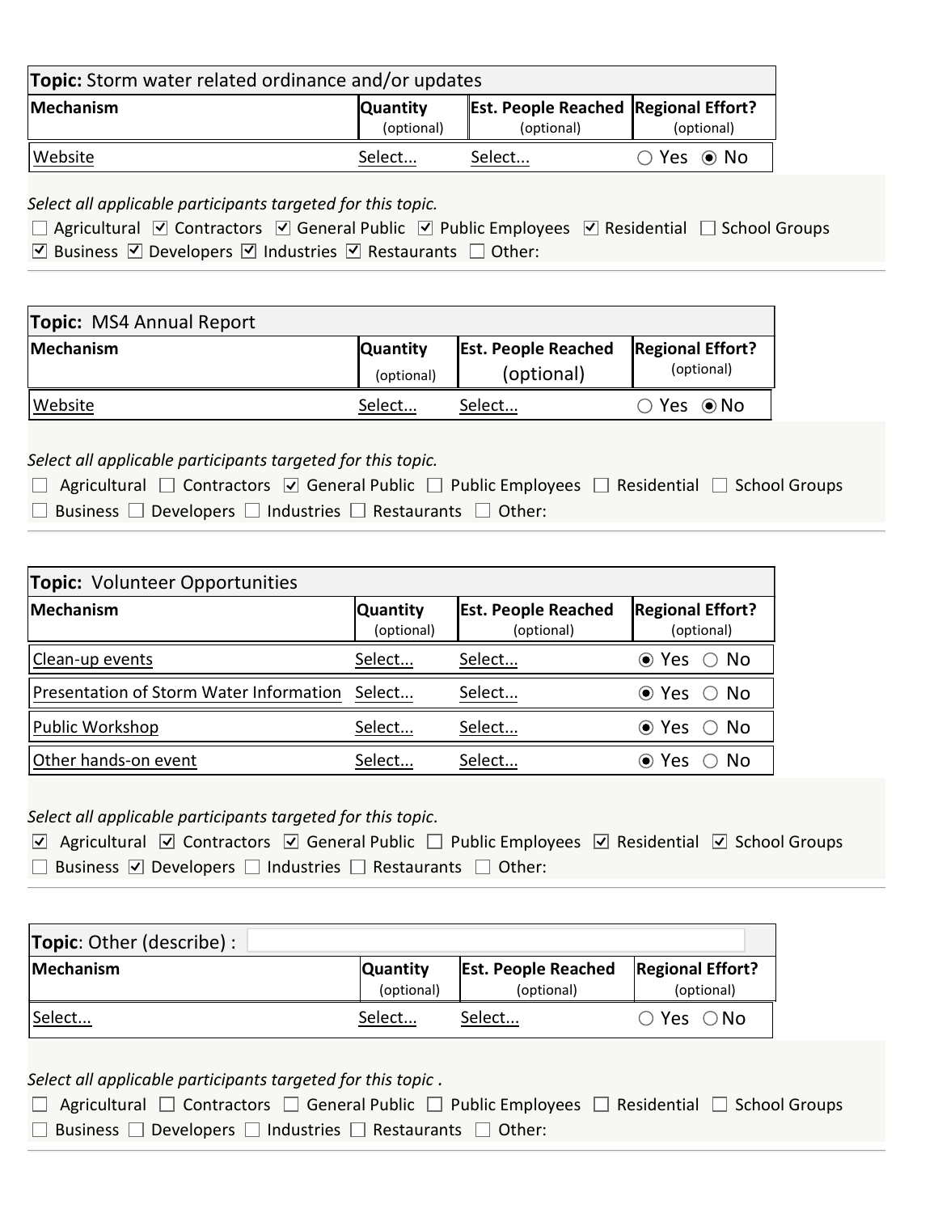| **Topic:** Storm water related ordinance and/or updates | | | |
|---|---|---|---|
| **Mechanism** | **Quantity** (optional) | **Est. People Reached** (optional) | **Regional Effort?** (optional) |
| Website | Select... | Select... | ○ Yes ◉ No |

*Select all applicable participants targeted for this topic.*

☐ Agricultural ☑ Contractors ☑ General Public ☑ Public Employees ☑ Residential ☐ School Groups
☑ Business ☑ Developers ☑ Industries ☑ Restaurants ☐ Other:

| **Topic:** MS4 Annual Report | | | |
|---|---|---|---|
| **Mechanism** | **Quantity** (optional) | **Est. People Reached** (optional) | **Regional Effort?** (optional) |
| Website | Select... | Select... | ○ Yes ◉ No |

*Select all applicable participants targeted for this topic.*

☐ Agricultural ☐ Contractors ☑ General Public ☐ Public Employees ☐ Residential ☐ School Groups
☐ Business ☐ Developers ☐ Industries ☐ Restaurants ☐ Other:

| **Topic:** Volunteer Opportunities | | | |
|---|---|---|---|
| **Mechanism** | **Quantity** (optional) | **Est. People Reached** (optional) | **Regional Effort?** (optional) |
| Clean-up events | Select... | Select... | ◉ Yes ○ No |
| Presentation of Storm Water Information | Select... | Select... | ◉ Yes ○ No |
| Public Workshop | Select... | Select... | ◉ Yes ○ No |
| Other hands-on event | Select... | Select... | ◉ Yes ○ No |

*Select all applicable participants targeted for this topic.*

☑ Agricultural ☑ Contractors ☑ General Public ☐ Public Employees ☑ Residential ☑ School Groups
☐ Business ☑ Developers ☐ Industries ☐ Restaurants ☐ Other:

| **Topic**: Other (describe) : | | | |
|---|---|---|---|
| **Mechanism** | **Quantity** (optional) | **Est. People Reached** (optional) | **Regional Effort?** (optional) |
| Select... | Select... | Select... | ○ Yes ○ No |

*Select all applicable participants targeted for this topic .*

☐ Agricultural ☐ Contractors ☐ General Public ☐ Public Employees ☐ Residential ☐ School Groups
☐ Business ☐ Developers ☐ Industries ☐ Restaurants ☐ Other: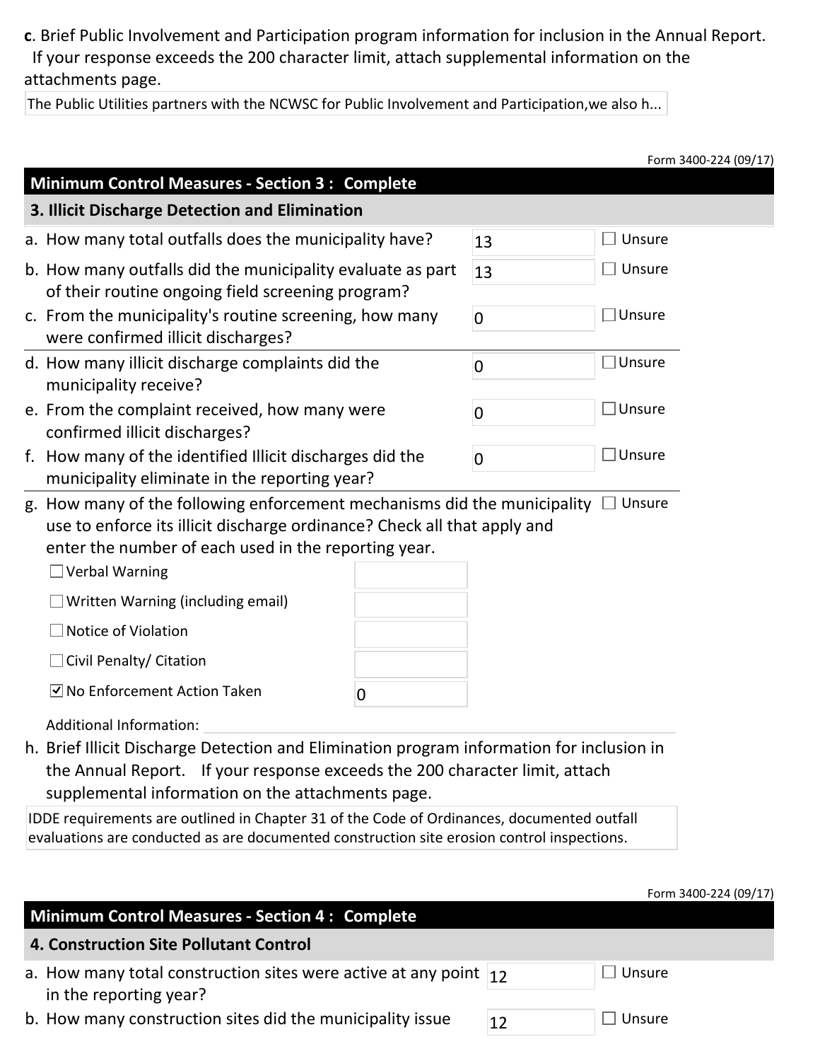**c**. Brief Public Involvement and Participation program information for inclusion in the Annual Report. If your response exceeds the 200 character limit, attach supplemental information on the attachments page.

The Public Utilities partners with the NCWSC for Public Involvement and Participation,we also h...

Form 3400-224 (09/17)

## Minimum Control Measures - Section 3 : Complete

### 3. Illicit Discharge Detection and Elimination

| Question | Response | Unsure |
|---|---|---|
| a. How many total outfalls does the municipality have? | 13 | ☐ Unsure |
| b. How many outfalls did the municipality evaluate as part of their routine ongoing field screening program? | 13 | ☐ Unsure |
| c. From the municipality's routine screening, how many were confirmed illicit discharges? | 0 | ☐ Unsure |
| d. How many illicit discharge complaints did the municipality receive? | 0 | ☐ Unsure |
| e. From the complaint received, how many were confirmed illicit discharges? | 0 | ☐ Unsure |
| f. How many of the identified Illicit discharges did the municipality eliminate in the reporting year? | 0 | ☐ Unsure |

g. How many of the following enforcement mechanisms did the municipality use to enforce its illicit discharge ordinance? Check all that apply and enter the number of each used in the reporting year. ☐ Unsure

| Enforcement Mechanism | Number |
|---|---|
| ☐ Verbal Warning | |
| ☐ Written Warning (including email) | |
| ☐ Notice of Violation | |
| ☐ Civil Penalty/ Citation | |
| ☑ No Enforcement Action Taken | 0 |

Additional Information:

h. Brief Illicit Discharge Detection and Elimination program information for inclusion in the Annual Report. If your response exceeds the 200 character limit, attach supplemental information on the attachments page.

IDDE requirements are outlined in Chapter 31 of the Code of Ordinances, documented outfall evaluations are conducted as are documented construction site erosion control inspections.

Form 3400-224 (09/17)

## Minimum Control Measures - Section 4 : Complete

### 4. Construction Site Pollutant Control

| Question | Response | Unsure |
|---|---|---|
| a. How many total construction sites were active at any point in the reporting year? | 12 | ☐ Unsure |
| b. How many construction sites did the municipality issue | 12 | ☐ Unsure |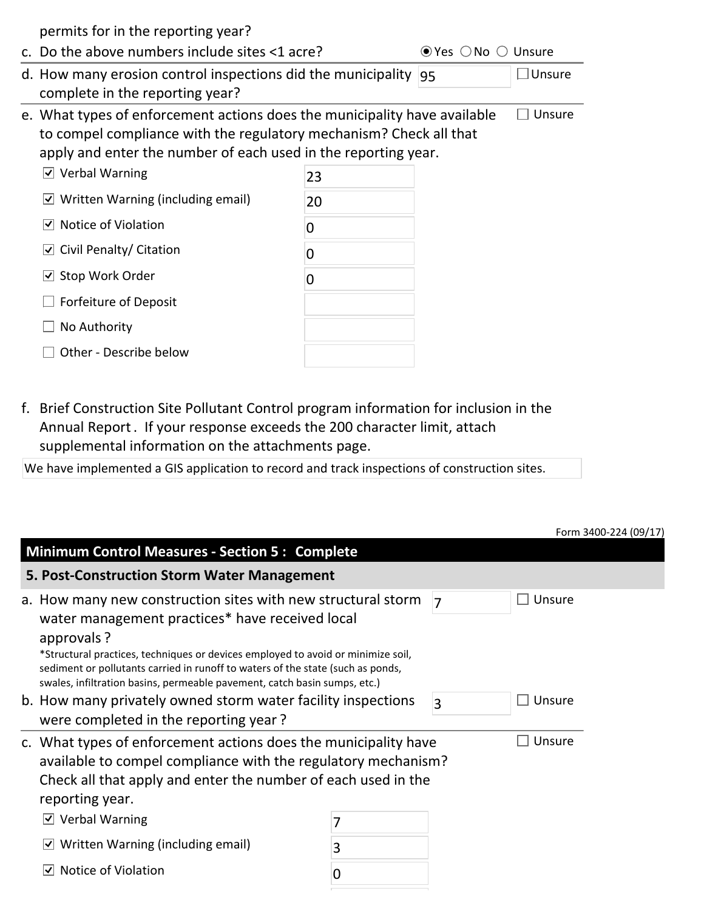permits for in the reporting year?

c. Do the above numbers include sites <1 acre? ◉ Yes ○ No ○ Unsure

d. How many erosion control inspections did the municipality complete in the reporting year? 95 ☐ Unsure

e. What types of enforcement actions does the municipality have available to compel compliance with the regulatory mechanism? Check all that apply and enter the number of each used in the reporting year. ☐ Unsure

| Action | Number |
|---|---|
| ☑ Verbal Warning | 23 |
| ☑ Written Warning (including email) | 20 |
| ☑ Notice of Violation | 0 |
| ☑ Civil Penalty/ Citation | 0 |
| ☑ Stop Work Order | 0 |
| ☐ Forfeiture of Deposit | |
| ☐ No Authority | |
| ☐ Other - Describe below | |

f. Brief Construction Site Pollutant Control program information for inclusion in the Annual Report. If your response exceeds the 200 character limit, attach supplemental information on the attachments page.

We have implemented a GIS application to record and track inspections of construction sites.

Form 3400-224 (09/17)

## Minimum Control Measures - Section 5 : Complete

### 5. Post-Construction Storm Water Management

a. How many new construction sites with new structural storm water management practices* have received local approvals? 7 ☐ Unsure

*Structural practices, techniques or devices employed to avoid or minimize soil, sediment or pollutants carried in runoff to waters of the state (such as ponds, swales, infiltration basins, permeable pavement, catch basin sumps, etc.)

b. How many privately owned storm water facility inspections were completed in the reporting year? 3 ☐ Unsure

c. What types of enforcement actions does the municipality have available to compel compliance with the regulatory mechanism? Check all that apply and enter the number of each used in the reporting year. ☐ Unsure

| Action | Number |
|---|---|
| ☑ Verbal Warning | 7 |
| ☑ Written Warning (including email) | 3 |
| ☑ Notice of Violation | 0 |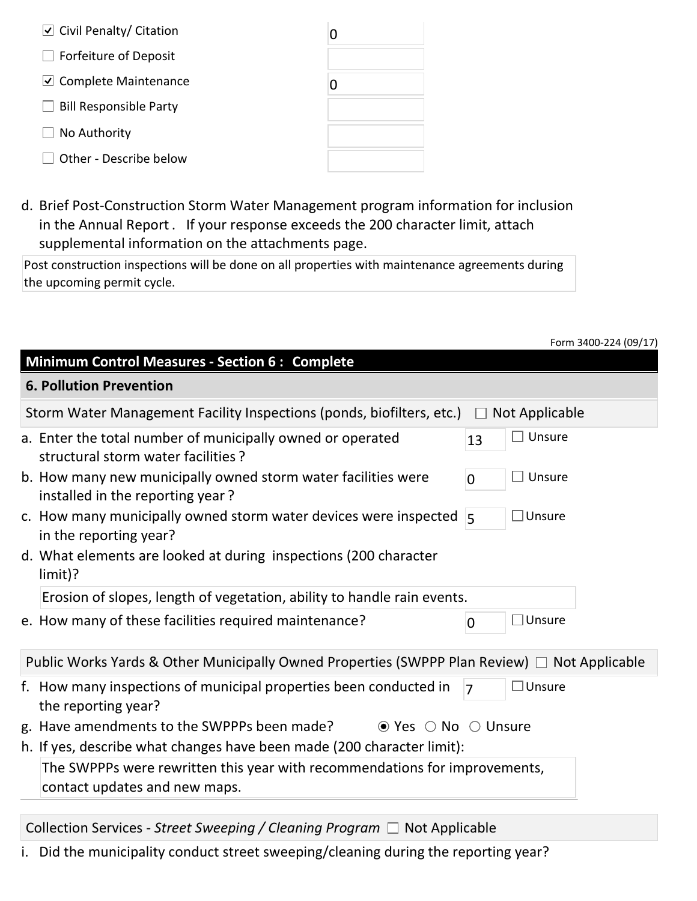- [x] Civil Penalty/ Citation — 0
- [ ] Forfeiture of Deposit
- [x] Complete Maintenance — 0
- [ ] Bill Responsible Party
- [ ] No Authority
- [ ] Other - Describe below

d. Brief Post-Construction Storm Water Management program information for inclusion in the Annual Report . If your response exceeds the 200 character limit, attach supplemental information on the attachments page.

Post construction inspections will be done on all properties with maintenance agreements during the upcoming permit cycle.

Form 3400-224 (09/17)

## Minimum Control Measures - Section 6 : Complete

### 6. Pollution Prevention

**Storm Water Management Facility Inspections (ponds, biofilters, etc.)** ☐ Not Applicable

a. Enter the total number of municipally owned or operated structural storm water facilities ? **13** ☐ Unsure

b. How many new municipally owned storm water facilities were installed in the reporting year ? **0** ☐ Unsure

c. How many municipally owned storm water devices were inspected in the reporting year? **5** ☐ Unsure

d. What elements are looked at during inspections (200 character limit)?

Erosion of slopes, length of vegetation, ability to handle rain events.

e. How many of these facilities required maintenance? **0** ☐ Unsure

**Public Works Yards & Other Municipally Owned Properties (SWPPP Plan Review)** ☐ Not Applicable

f. How many inspections of municipal properties been conducted in the reporting year? **7** ☐ Unsure

g. Have amendments to the SWPPPs been made? ◉ Yes ○ No ○ Unsure

h. If yes, describe what changes have been made (200 character limit):

The SWPPPs were rewritten this year with recommendations for improvements, contact updates and new maps.

**Collection Services - *Street Sweeping / Cleaning Program*** ☐ Not Applicable

i. Did the municipality conduct street sweeping/cleaning during the reporting year?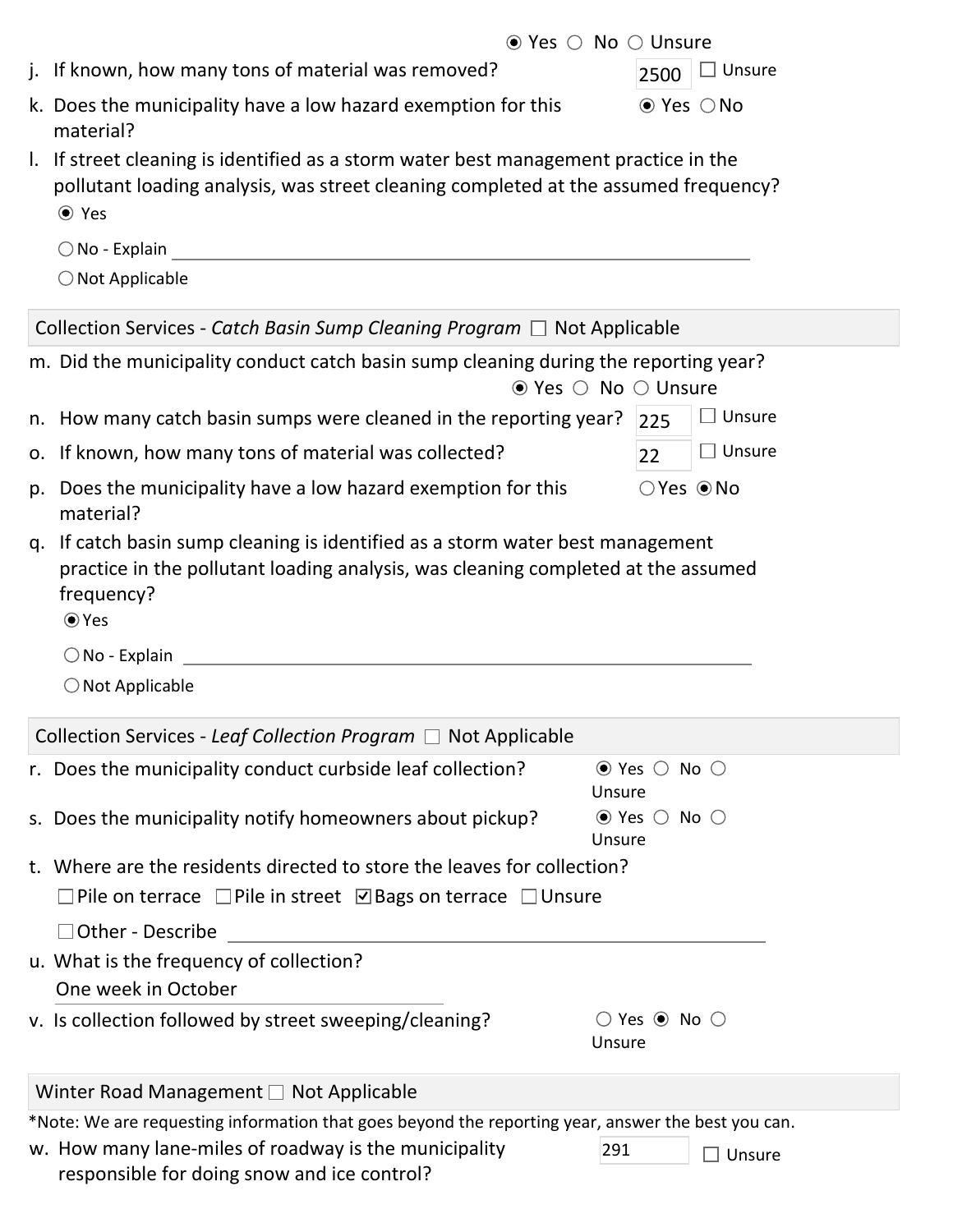◉ Yes ○ No ○ Unsure

j. If known, how many tons of material was removed? 2500 ☐ Unsure

k. Does the municipality have a low hazard exemption for this material? ◉ Yes ○ No

l. If street cleaning is identified as a storm water best management practice in the pollutant loading analysis, was street cleaning completed at the assumed frequency?

◉ Yes

○ No - Explain ______

○ Not Applicable

**Collection Services - *Catch Basin Sump Cleaning Program*** ☐ Not Applicable

m. Did the municipality conduct catch basin sump cleaning during the reporting year? ◉ Yes ○ No ○ Unsure

n. How many catch basin sumps were cleaned in the reporting year? 225 ☐ Unsure

o. If known, how many tons of material was collected? 22 ☐ Unsure

p. Does the municipality have a low hazard exemption for this material? ○ Yes ◉ No

q. If catch basin sump cleaning is identified as a storm water best management practice in the pollutant loading analysis, was cleaning completed at the assumed frequency?

◉ Yes

○ No - Explain ______

○ Not Applicable

**Collection Services - *Leaf Collection Program*** ☐ Not Applicable

r. Does the municipality conduct curbside leaf collection? ◉ Yes ○ No ○ Unsure

s. Does the municipality notify homeowners about pickup? ◉ Yes ○ No ○ Unsure

t. Where are the residents directed to store the leaves for collection?

☐ Pile on terrace ☐ Pile in street ☑ Bags on terrace ☐ Unsure

☐ Other - Describe ______

u. What is the frequency of collection?

One week in October

v. Is collection followed by street sweeping/cleaning? ○ Yes ◉ No ○ Unsure

**Winter Road Management** ☐ Not Applicable

*Note: We are requesting information that goes beyond the reporting year, answer the best you can.

w. How many lane-miles of roadway is the municipality responsible for doing snow and ice control? 291 ☐ Unsure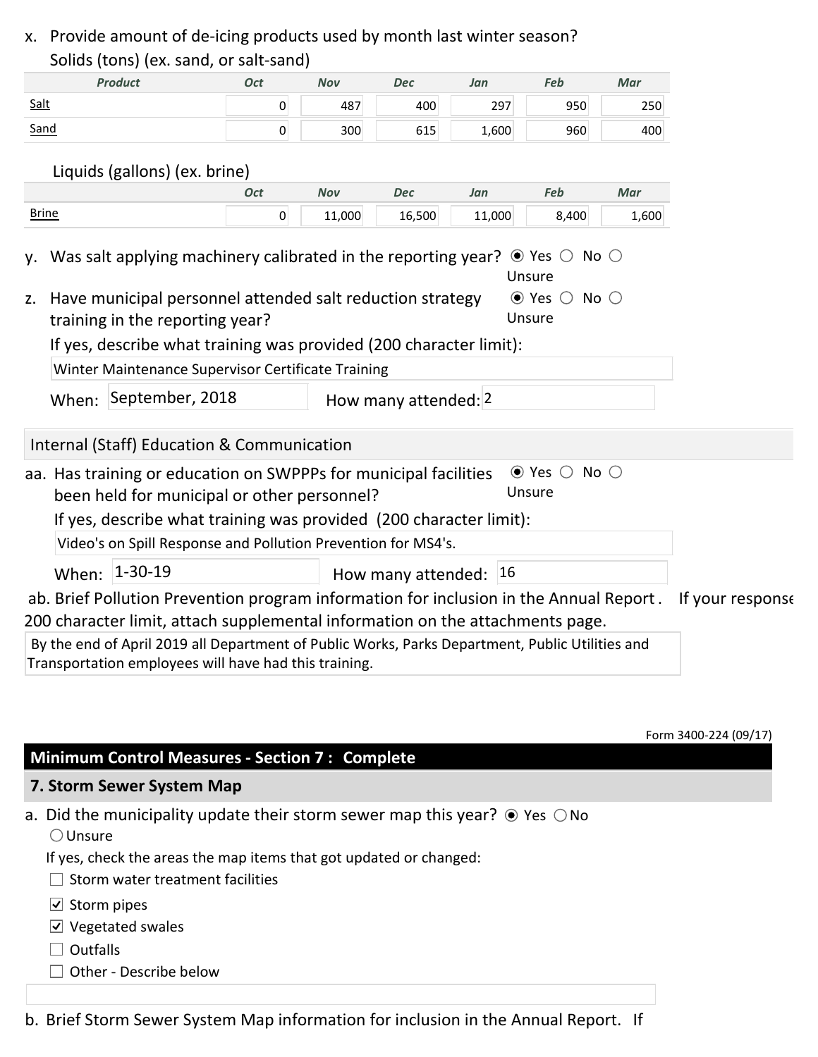x. Provide amount of de-icing products used by month last winter season?
Solids (tons) (ex. sand, or salt-sand)

| Product | Oct | Nov | Dec | Jan | Feb | Mar |
|---|---|---|---|---|---|---|
| Salt | 0 | 487 | 400 | 297 | 950 | 250 |
| Sand | 0 | 300 | 615 | 1,600 | 960 | 400 |

Liquids (gallons) (ex. brine)

| | Oct | Nov | Dec | Jan | Feb | Mar |
|---|---|---|---|---|---|---|
| Brine | 0 | 11,000 | 16,500 | 11,000 | 8,400 | 1,600 |

y. Was salt applying machinery calibrated in the reporting year? ◉ Yes ○ No ○ Unsure

z. Have municipal personnel attended salt reduction strategy training in the reporting year? ◉ Yes ○ No ○ Unsure

If yes, describe what training was provided (200 character limit):
Winter Maintenance Supervisor Certificate Training

When: September, 2018 How many attended: 2

## Internal (Staff) Education & Communication

aa. Has training or education on SWPPPs for municipal facilities been held for municipal or other personnel? ◉ Yes ○ No ○ Unsure

If yes, describe what training was provided (200 character limit):
Video's on Spill Response and Pollution Prevention for MS4's.

When: 1-30-19 How many attended: 16

ab. Brief Pollution Prevention program information for inclusion in the Annual Report. If your response 200 character limit, attach supplemental information on the attachments page.

By the end of April 2019 all Department of Public Works, Parks Department, Public Utilities and Transportation employees will have had this training.

Form 3400-224 (09/17)

## Minimum Control Measures - Section 7 : Complete

### 7. Storm Sewer System Map

a. Did the municipality update their storm sewer map this year? ◉ Yes ○ No ○ Unsure

If yes, check the areas the map items that got updated or changed:

- ☐ Storm water treatment facilities
- ☑ Storm pipes
- ☑ Vegetated swales
- ☐ Outfalls
- ☐ Other - Describe below

b. Brief Storm Sewer System Map information for inclusion in the Annual Report. If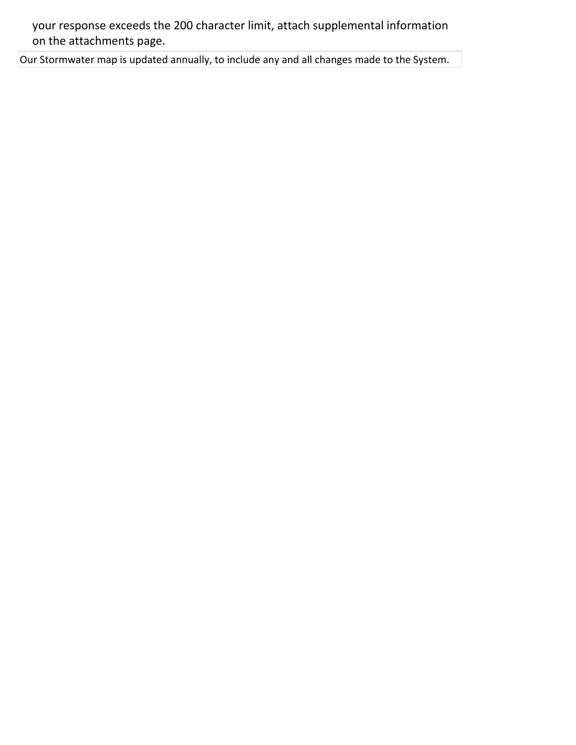your response exceeds the 200 character limit, attach supplemental information on the attachments page.

| Our Stormwater map is updated annually, to include any and all changes made to the System. |
|---|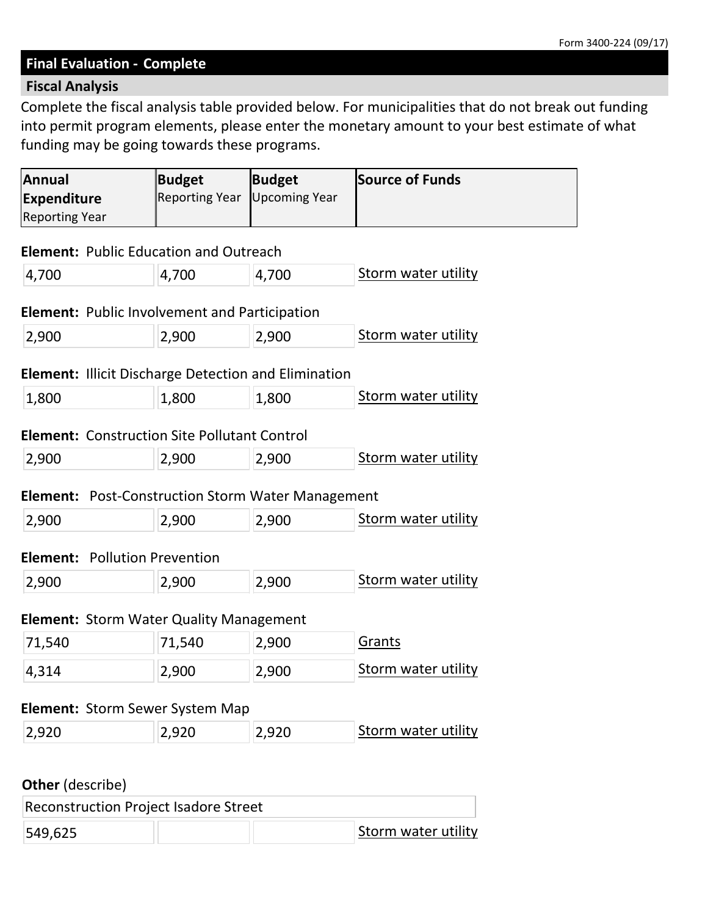Form 3400-224 (09/17)

## Final Evaluation - Complete

### Fiscal Analysis

Complete the fiscal analysis table provided below. For municipalities that do not break out funding into permit program elements, please enter the monetary amount to your best estimate of what funding may be going towards these programs.

| **Annual Expenditure** Reporting Year | **Budget** Reporting Year | **Budget** Upcoming Year | **Source of Funds** |
|---|---|---|---|
| **Element:** Public Education and Outreach | | | |
| 4,700 | 4,700 | 4,700 | Storm water utility |
| **Element:** Public Involvement and Participation | | | |
| 2,900 | 2,900 | 2,900 | Storm water utility |
| **Element:** Illicit Discharge Detection and Elimination | | | |
| 1,800 | 1,800 | 1,800 | Storm water utility |
| **Element:** Construction Site Pollutant Control | | | |
| 2,900 | 2,900 | 2,900 | Storm water utility |
| **Element:** Post-Construction Storm Water Management | | | |
| 2,900 | 2,900 | 2,900 | Storm water utility |
| **Element:** Pollution Prevention | | | |
| 2,900 | 2,900 | 2,900 | Storm water utility |
| **Element:** Storm Water Quality Management | | | |
| 71,540 | 71,540 | 2,900 | Grants |
| 4,314 | 2,900 | 2,900 | Storm water utility |
| **Element:** Storm Sewer System Map | | | |
| 2,920 | 2,920 | 2,920 | Storm water utility |
| **Other** (describe) | | | |
| Reconstruction Project Isadore Street | | | |
| 549,625 | | | Storm water utility |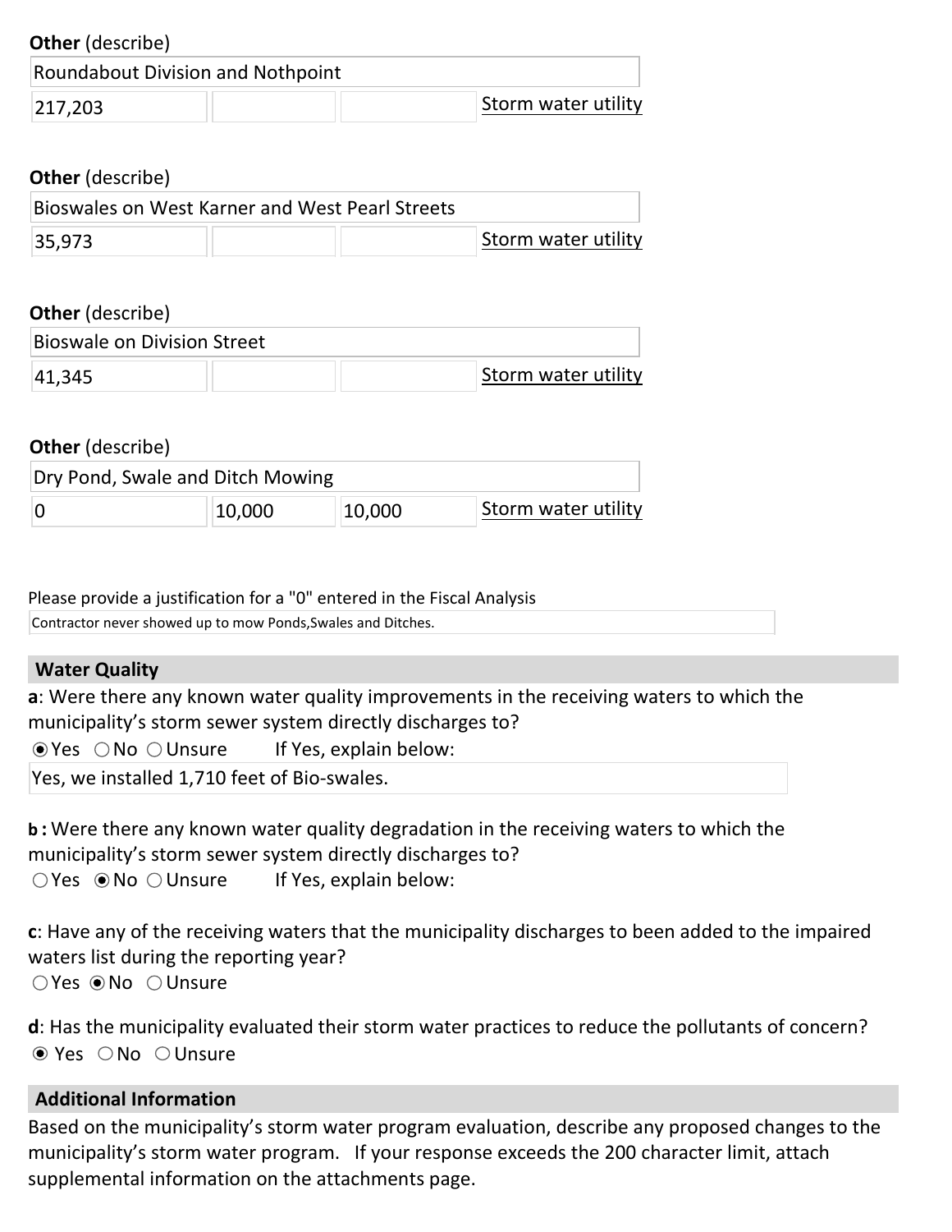**Other** (describe)

Roundabout Division and Nothpoint

| 217,203 | | | Storm water utility |
|---|---|---|---|

**Other** (describe)

Bioswales on West Karner and West Pearl Streets

| 35,973 | | | Storm water utility |
|---|---|---|---|

**Other** (describe)

Bioswale on Division Street

| 41,345 | | | Storm water utility |
|---|---|---|---|

**Other** (describe)

Dry Pond, Swale and Ditch Mowing

| 0 | 10,000 | 10,000 | Storm water utility |
|---|---|---|---|

Please provide a justification for a "0" entered in the Fiscal Analysis

Contractor never showed up to mow Ponds,Swales and Ditches.

## Water Quality

**a**: Were there any known water quality improvements in the receiving waters to which the municipality's storm sewer system directly discharges to?

◉ Yes ○ No ○ Unsure  If Yes, explain below:

Yes, we installed 1,710 feet of Bio-swales.

**b**: Were there any known water quality degradation in the receiving waters to which the municipality's storm sewer system directly discharges to?

○ Yes ◉ No ○ Unsure  If Yes, explain below:

**c**: Have any of the receiving waters that the municipality discharges to been added to the impaired waters list during the reporting year?

○ Yes ◉ No ○ Unsure

**d**: Has the municipality evaluated their storm water practices to reduce the pollutants of concern?

◉ Yes ○ No ○ Unsure

## Additional Information

Based on the municipality's storm water program evaluation, describe any proposed changes to the municipality's storm water program. If your response exceeds the 200 character limit, attach supplemental information on the attachments page.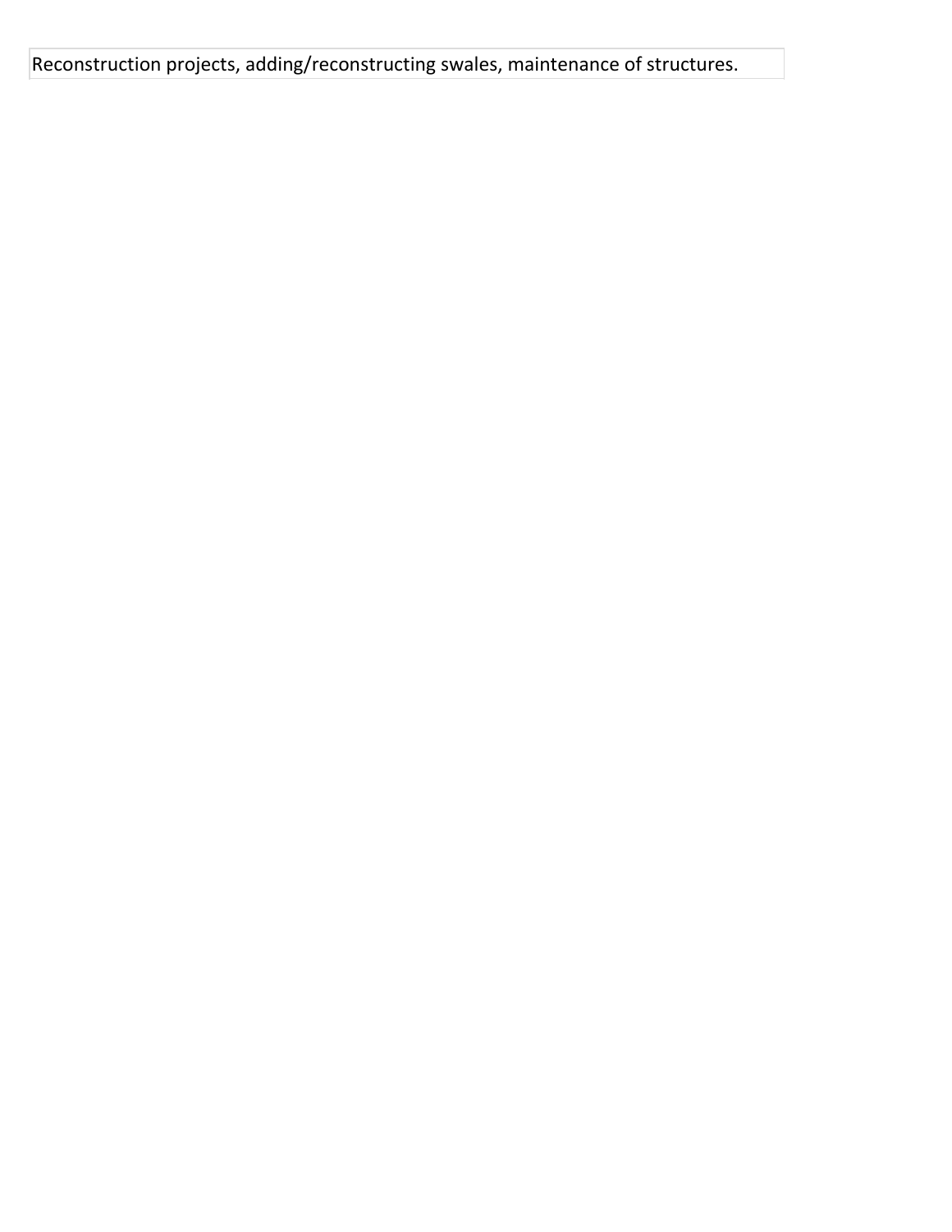| Reconstruction projects, adding/reconstructing swales, maintenance of structures. |
| --- |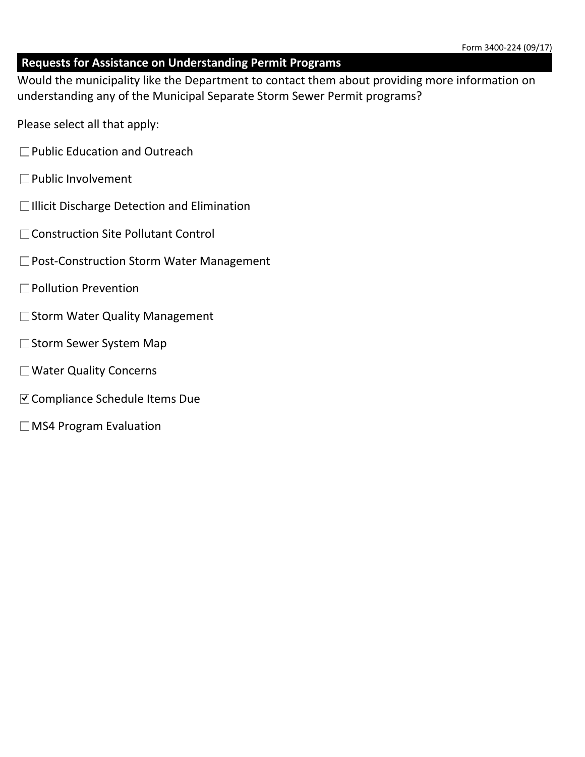## Requests for Assistance on Understanding Permit Programs

Would the municipality like the Department to contact them about providing more information on understanding any of the Municipal Separate Storm Sewer Permit programs?

Please select all that apply:

- ☐ Public Education and Outreach
- ☐ Public Involvement
- ☐ Illicit Discharge Detection and Elimination
- ☐ Construction Site Pollutant Control
- ☐ Post-Construction Storm Water Management
- ☐ Pollution Prevention
- ☐ Storm Water Quality Management
- ☐ Storm Sewer System Map
- ☐ Water Quality Concerns
- ☑ Compliance Schedule Items Due
- ☐ MS4 Program Evaluation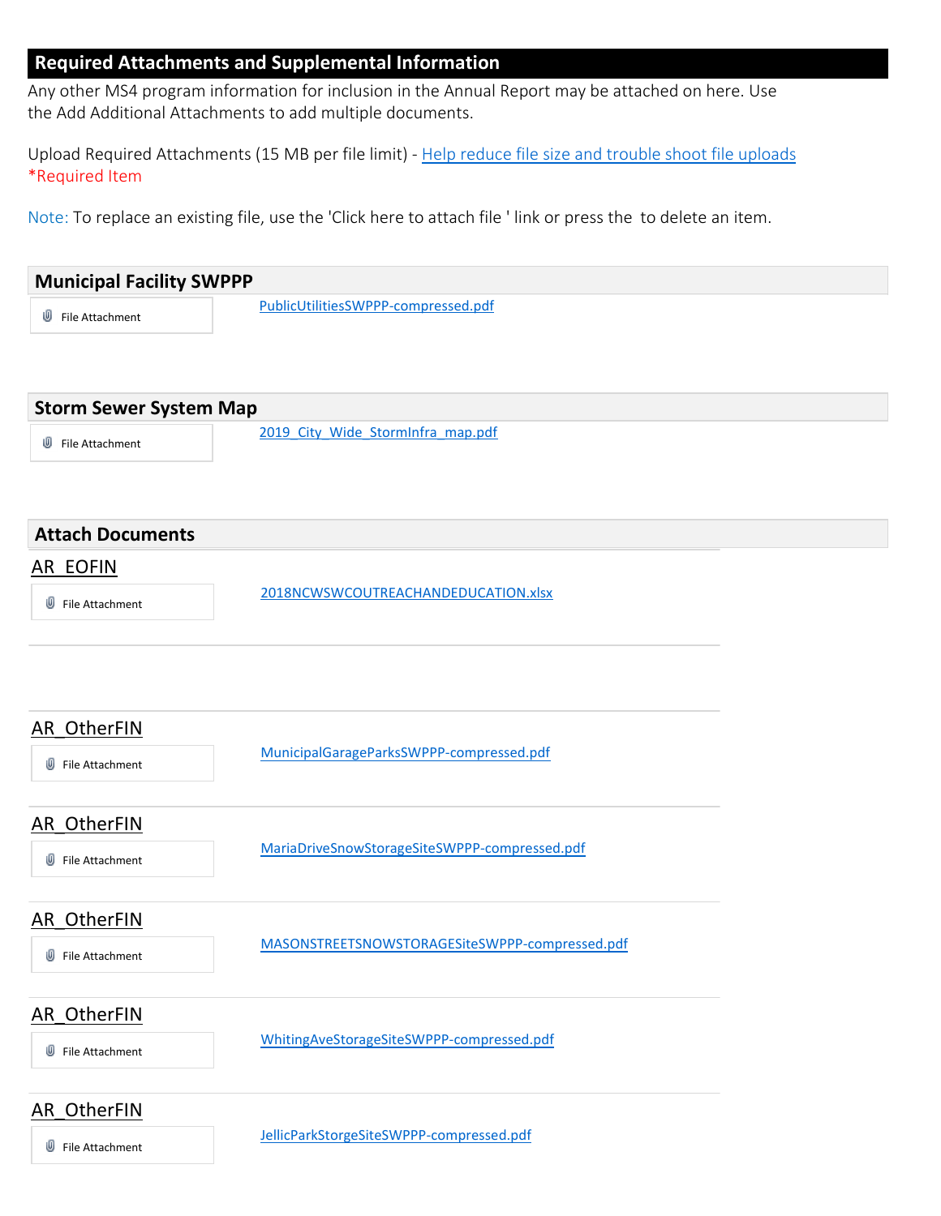## Required Attachments and Supplemental Information

Any other MS4 program information for inclusion in the Annual Report may be attached on here. Use the Add Additional Attachments to add multiple documents.

Upload Required Attachments (15 MB per file limit) - Help reduce file size and trouble shoot file uploads
*Required Item

Note: To replace an existing file, use the 'Click here to attach file ' link or press the  to delete an item.

### Municipal Facility SWPPP

File Attachment — PublicUtilitiesSWPPP-compressed.pdf

### Storm Sewer System Map

File Attachment — 2019_City_Wide_StormInfra_map.pdf

### Attach Documents

**AR_EOFIN**

File Attachment — 2018NCWSWCOUTREACHANDEDUCATION.xlsx

**AR_OtherFIN**

File Attachment — MunicipalGarageParksSWPPP-compressed.pdf

**AR_OtherFIN**

File Attachment — MariaDriveSnowStorageSiteSWPPP-compressed.pdf

**AR_OtherFIN**

File Attachment — MASONSTREETSNOWSTORAGESiteSWPPP-compressed.pdf

**AR_OtherFIN**

File Attachment — WhitingAveStorageSiteSWPPP-compressed.pdf

**AR_OtherFIN**

File Attachment — JellicParkStorgeSiteSWPPP-compressed.pdf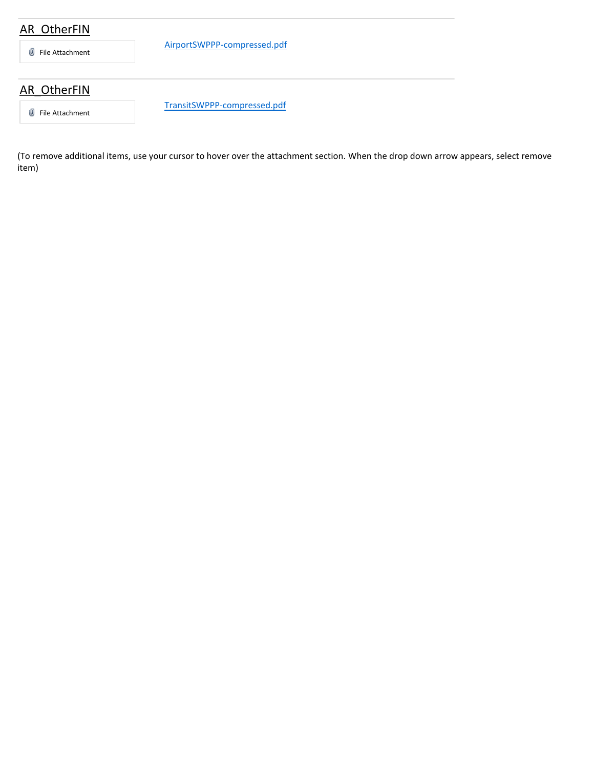## AR_OtherFIN

File Attachment | AirportSWPPP-compressed.pdf

## AR_OtherFIN

File Attachment | TransitSWPPP-compressed.pdf

(To remove additional items, use your cursor to hover over the attachment section. When the drop down arrow appears, select remove item)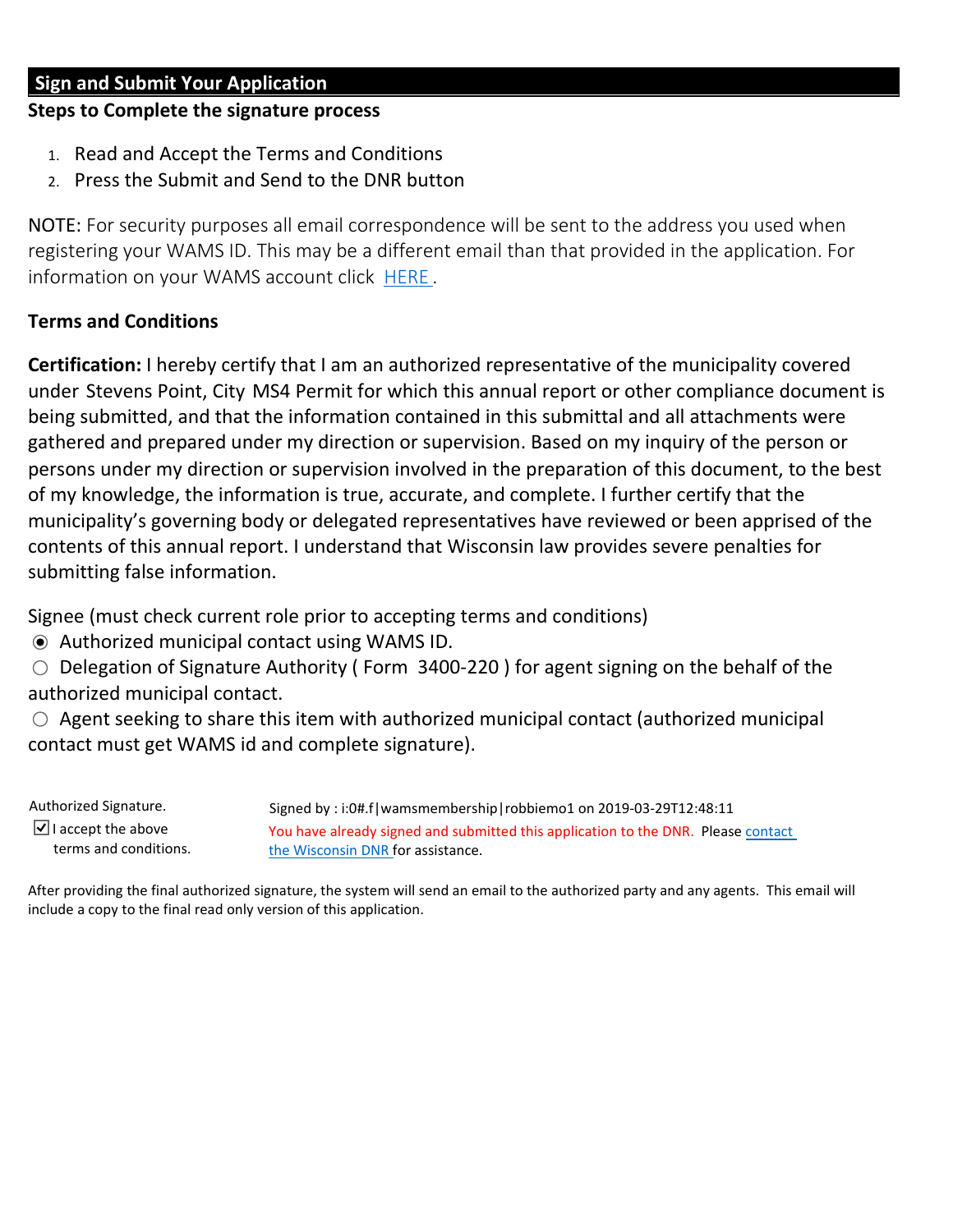## Sign and Submit Your Application

**Steps to Complete the signature process**

1. Read and Accept the Terms and Conditions
2. Press the Submit and Send to the DNR button

NOTE: For security purposes all email correspondence will be sent to the address you used when registering your WAMS ID. This may be a different email than that provided in the application. For information on your WAMS account click HERE.

**Terms and Conditions**

**Certification:** I hereby certify that I am an authorized representative of the municipality covered under Stevens Point, City MS4 Permit for which this annual report or other compliance document is being submitted, and that the information contained in this submittal and all attachments were gathered and prepared under my direction or supervision. Based on my inquiry of the person or persons under my direction or supervision involved in the preparation of this document, to the best of my knowledge, the information is true, accurate, and complete. I further certify that the municipality's governing body or delegated representatives have reviewed or been apprised of the contents of this annual report. I understand that Wisconsin law provides severe penalties for submitting false information.

Signee (must check current role prior to accepting terms and conditions)

- [x] Authorized municipal contact using WAMS ID.
- [ ] Delegation of Signature Authority ( Form 3400-220 ) for agent signing on the behalf of the authorized municipal contact.
- [ ] Agent seeking to share this item with authorized municipal contact (authorized municipal contact must get WAMS id and complete signature).

Authorized Signature.

- [x] I accept the above terms and conditions.

Signed by : i:0#.f|wamsmembership|robbiemo1 on 2019-03-29T12:48:11

You have already signed and submitted this application to the DNR. Please contact the Wisconsin DNR for assistance.

After providing the final authorized signature, the system will send an email to the authorized party and any agents. This email will include a copy to the final read only version of this application.